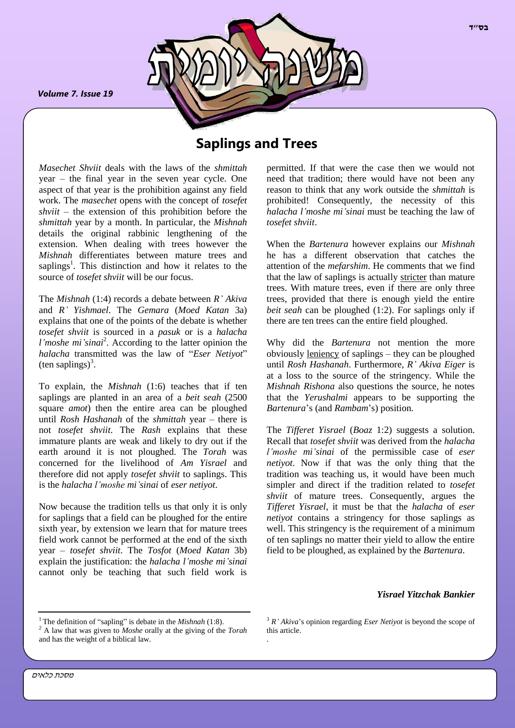# Saplings and Trees

*Masechet Shviit* deals with the laws of the *shmittah* year – the final year in the seven year cycle. One aspect of that year is the prohibition against any field work. The *masechet* opens with the concept of *tosefet shviit* – the extension of this prohibition before the *shmittah* year by a month. In particular, the *Mishnah* details the original rabbinic lengthening of the extension. When dealing with trees however the *Mishnah* differentiates between mature trees and saplings[1]. This distinction and how it relates to the source of *tosefet shviit* will be our focus.

The *Mishnah* (1:4) records a debate between *R' Akiva* and *R' Yishmael*. The *Gemara* (*Moed Katan* 3a) explains that one of the points of the debate is whether *tosefet shviit* is sourced in a *pasuk* or is a *halacha l'moshe mi'sinai*[2]. According to the latter opinion the *halacha* transmitted was the law of "*Eser Netiyot*" (ten saplings)[3].

To explain, the *Mishnah* (1:6) teaches that if ten saplings are planted in an area of a *beit seah* (2500 square *amot*) then the entire area can be ploughed until *Rosh Hashanah* of the *shmittah* year – there is not *tosefet shviit*. The *Rash* explains that these immature plants are weak and likely to dry out if the earth around it is not ploughed. The *Torah* was concerned for the livelihood of *Am Yisrael* and therefore did not apply *tosefet shviit* to saplings. This is the *halacha l'moshe mi'sinai* of *eser netiyot*.

Now because the tradition tells us that only it is only for saplings that a field can be ploughed for the entire sixth year, by extension we learn that for mature trees field work cannot be performed at the end of the sixth year – *tosefet shviit*. The *Tosfot* (*Moed Katan* 3b) explain the justification: the *halacha l'moshe mi'sinai* cannot only be teaching that such field work is permitted. If that were the case then we would not need that tradition; there would have not been any reason to think that any work outside the *shmittah* is prohibited! Consequently, the necessity of this *halacha l'moshe mi'sinai* must be teaching the law of *tosefet shviit*.

When the *Bartenura* however explains our *Mishnah* he has a different observation that catches the attention of the *mefarshim*. He comments that we find that the law of saplings is actually stricter than mature trees. With mature trees, even if there are only three trees, provided that there is enough yield the entire *beit seah* can be ploughed (1:2). For saplings only if there are ten trees can the entire field ploughed.

Why did the *Bartenura* not mention the more obviously leniency of saplings – they can be ploughed until *Rosh Hashanah*. Furthermore, *R' Akiva Eiger* is at a loss to the source of the stringency. While the *Mishnah Rishona* also questions the source, he notes that the *Yerushalmi* appears to be supporting the *Bartenura*'s (and *Rambam*'s) position.

The *Tifferet Yisrael* (*Boaz* 1:2) suggests a solution. Recall that *tosefet shviit* was derived from the *halacha l'moshe mi'sinai* of the permissible case of *eser netiyot*. Now if that was the only thing that the tradition was teaching us, it would have been much simpler and direct if the tradition related to *tosefet shviit* of mature trees. Consequently, argues the *Tifferet Yisrael*, it must be that the *halacha* of *eser netiyot* contains a stringency for those saplings as well. This stringency is the requirement of a minimum of ten saplings no matter their yield to allow the entire field to be ploughed, as explained by the *Bartenura*.

***Yisrael Yitzchak Bankier***

---

[1] The definition of "sapling" is debate in the *Mishnah* (1:8).

[2] A law that was given to *Moshe* orally at the giving of the *Torah* and has the weight of a biblical law.

[3] *R' Akiva*'s opinion regarding *Eser Netiyot* is beyond the scope of this article.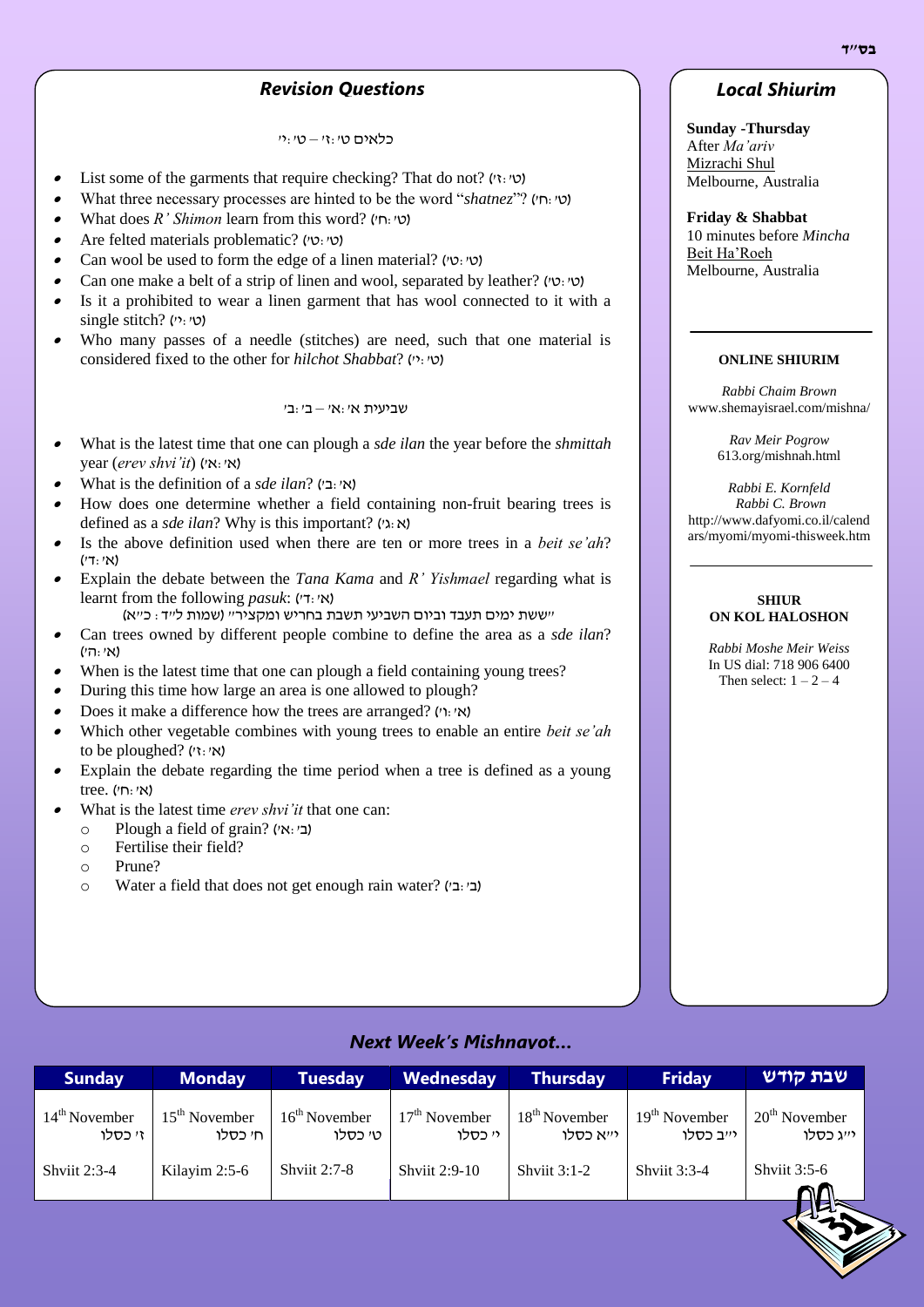בס"ד

## Revision Questions

כלאים ט':ז' – ט':י'

- List some of the garments that require checking? That do not? (ט':ז')
- What three necessary processes are hinted to be the word "*shatnez*"? (ט':ח')
- What does *R' Shimon* learn from this word? (ט':ח')
- Are felted materials problematic? (ט':ט')
- Can wool be used to form the edge of a linen material? (ט':ט')
- Can one make a belt of a strip of linen and wool, separated by leather? (ט':ט')
- Is it a prohibited to wear a linen garment that has wool connected to it with a single stitch? (ט':י')
- Who many passes of a needle (stitches) are need, such that one material is considered fixed to the other for *hilchot Shabbat*? (ט':י')

שביעית א':א' – ב':ב'

- What is the latest time that one can plough a *sde ilan* the year before the *shmittah* year (*erev shvi'it*) (א':א')
- What is the definition of a *sde ilan*? (א':ב')
- How does one determine whether a field containing non-fruit bearing trees is defined as a *sde ilan*? Why is this important? (א:ג')
- Is the above definition used when there are ten or more trees in a *beit se'ah*? (א':ד')
- Explain the debate between the *Tana Kama* and *R' Yishmael* regarding what is learnt from the following *pasuk*: (א':ד')
  "ששת ימים תעבד וביום השביעי תשבת בחריש ומקציר" (שמות ל"ד: כ"א)
- Can trees owned by different people combine to define the area as a *sde ilan*? (א':ה')
- When is the latest time that one can plough a field containing young trees?
- During this time how large an area is one allowed to plough?
- Does it make a difference how the trees are arranged? (א':ו')
- Which other vegetable combines with young trees to enable an entire *beit se'ah* to be ploughed? (א':ז')
- Explain the debate regarding the time period when a tree is defined as a young tree. (א':ח')
- What is the latest time *erev shvi'it* that one can:
  - Plough a field of grain? (ב':א')
  - Fertilise their field?
  - Prune?
  - Water a field that does not get enough rain water? (ב':ב')

## Local Shiurim

**Sunday -Thursday**
After *Ma'ariv*
Mizrachi Shul
Melbourne, Australia

**Friday & Shabbat**
10 minutes before *Mincha*
Beit Ha'Roeh
Melbourne, Australia

**ONLINE SHIURIM**

*Rabbi Chaim Brown*
www.shemayisrael.com/mishna/

*Rav Meir Pogrow*
613.org/mishnah.html

*Rabbi E. Kornfeld*
*Rabbi C. Brown*
http://www.dafyomi.co.il/calendars/myomi/myomi-thisweek.htm

**SHIUR ON KOL HALOSHON**

*Rabbi Moshe Meir Weiss*
In US dial: 718 906 6400
Then select: 1 – 2 – 4

## Next Week's Mishnayot...

| Sunday | Monday | Tuesday | Wednesday | Thursday | Friday | שבת קודש |
|---|---|---|---|---|---|---|
| 14th November ז' כסלו | 15th November ח' כסלו | 16th November ט' כסלו | 17th November י' כסלו | 18th November י"א כסלו | 19th November י"ב כסלו | 20th November י"ג כסלו |
| Shviit 2:3-4 | Kilayim 2:5-6 | Shviit 2:7-8 | Shviit 2:9-10 | Shviit 3:1-2 | Shviit 3:3-4 | Shviit 3:5-6 |